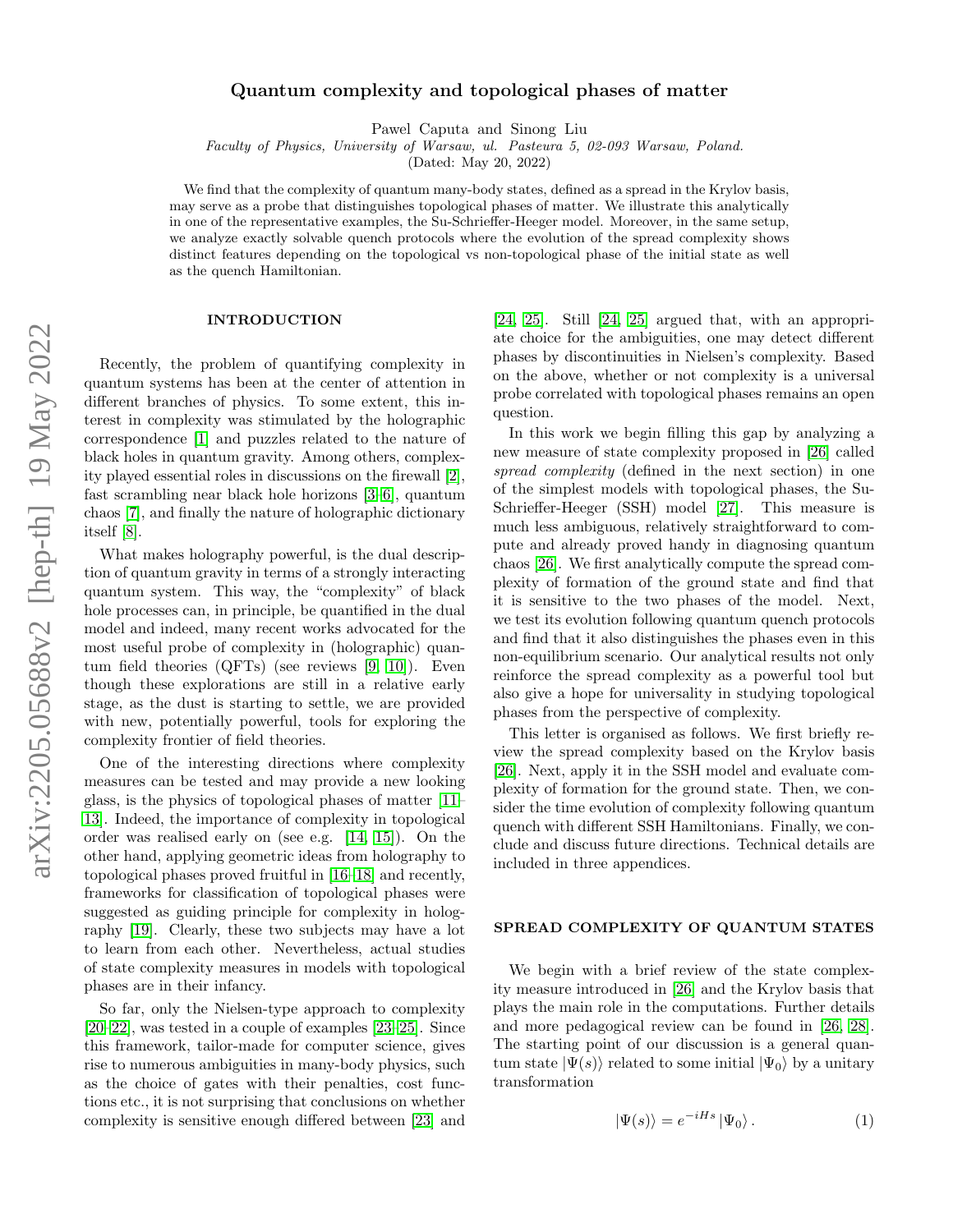# Quantum complexity and topological phases of matter

Pawel Caputa and Sinong Liu

*Faculty of Physics, University of Warsaw, ul. Pasteura 5, 02-093 Warsaw, Poland.*

(Dated: May 20, 2022)

We find that the complexity of quantum many-body states, defined as a spread in the Krylov basis, may serve as a probe that distinguishes topological phases of matter. We illustrate this analytically in one of the representative examples, the Su-Schrieffer-Heeger model. Moreover, in the same setup, we analyze exactly solvable quench protocols where the evolution of the spread complexity shows distinct features depending on the topological vs non-topological phase of the initial state as well as the quench Hamiltonian.

## INTRODUCTION

Recently, the problem of quantifying complexity in quantum systems has been at the center of attention in different branches of physics. To some extent, this interest in complexity was stimulated by the holographic correspondence [1] and puzzles related to the nature of black holes in quantum gravity. Among others, complexity played essential roles in discussions on the firewall [2], fast scrambling near black hole horizons [3–6], quantum chaos [7], and finally the nature of holographic dictionary itself [8].

What makes holography powerful, is the dual description of quantum gravity in terms of a strongly interacting quantum system. This way, the "complexity" of black hole processes can, in principle, be quantified in the dual model and indeed, many recent works advocated for the most useful probe of complexity in (holographic) quantum field theories (QFTs) (see reviews [9, 10]). Even though these explorations are still in a relative early stage, as the dust is starting to settle, we are provided with new, potentially powerful, tools for exploring the complexity frontier of field theories.

One of the interesting directions where complexity measures can be tested and may provide a new looking glass, is the physics of topological phases of matter [11–13]. Indeed, the importance of complexity in topological order was realised early on (see e.g. [14, 15]). On the other hand, applying geometric ideas from holography to topological phases proved fruitful in [16–18] and recently, frameworks for classification of topological phases were suggested as guiding principle for complexity in holography [19]. Clearly, these two subjects may have a lot to learn from each other. Nevertheless, actual studies of state complexity measures in models with topological phases are in their infancy.

So far, only the Nielsen-type approach to complexity [20–22], was tested in a couple of examples [23–25]. Since this framework, tailor-made for computer science, gives rise to numerous ambiguities in many-body physics, such as the choice of gates with their penalties, cost functions etc., it is not surprising that conclusions on whether complexity is sensitive enough differed between [23] and [24, 25]. Still [24, 25] argued that, with an appropriate choice for the ambiguities, one may detect different phases by discontinuities in Nielsen's complexity. Based on the above, whether or not complexity is a universal probe correlated with topological phases remains an open question.

In this work we begin filling this gap by analyzing a new measure of state complexity proposed in [26] called *spread complexity* (defined in the next section) in one of the simplest models with topological phases, the Su-Schrieffer-Heeger (SSH) model [27]. This measure is much less ambiguous, relatively straightforward to compute and already proved handy in diagnosing quantum chaos [26]. We first analytically compute the spread complexity of formation of the ground state and find that it is sensitive to the two phases of the model. Next, we test its evolution following quantum quench protocols and find that it also distinguishes the phases even in this non-equilibrium scenario. Our analytical results not only reinforce the spread complexity as a powerful tool but also give a hope for universality in studying topological phases from the perspective of complexity.

This letter is organised as follows. We first briefly review the spread complexity based on the Krylov basis [26]. Next, apply it in the SSH model and evaluate complexity of formation for the ground state. Then, we consider the time evolution of complexity following quantum quench with different SSH Hamiltonians. Finally, we conclude and discuss future directions. Technical details are included in three appendices.

## SPREAD COMPLEXITY OF QUANTUM STATES

We begin with a brief review of the state complexity measure introduced in [26] and the Krylov basis that plays the main role in the computations. Further details and more pedagogical review can be found in [26, 28]. The starting point of our discussion is a general quantum state $|\Psi(s)\rangle$ related to some initial $|\Psi_0\rangle$ by a unitary transformation

$$|\Psi(s)\rangle = e^{-iHs}\,|\Psi_0\rangle\,. \tag{1}$$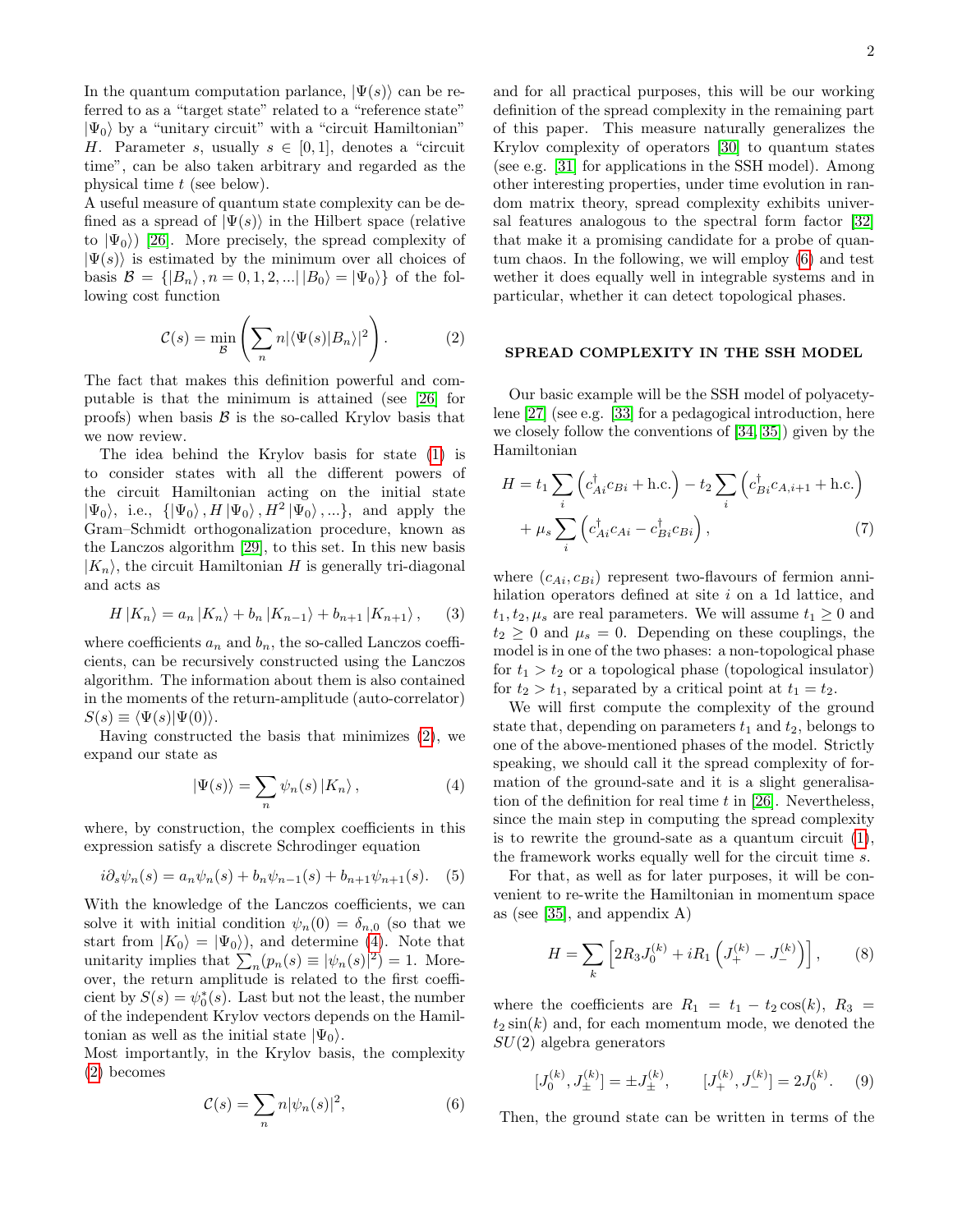In the quantum computation parlance, $|\Psi(s)\rangle$ can be referred to as a "target state" related to a "reference state" $|\Psi_0\rangle$ by a "unitary circuit" with a "circuit Hamiltonian" $H$. Parameter $s$, usually $s \in [0,1]$, denotes a "circuit time", can be also taken arbitrary and regarded as the physical time $t$ (see below).

A useful measure of quantum state complexity can be defined as a spread of $|\Psi(s)\rangle$ in the Hilbert space (relative to $|\Psi_0\rangle$) [26]. More precisely, the spread complexity of $|\Psi(s)\rangle$ is estimated by the minimum over all choices of basis $\mathcal{B} = \{|B_n\rangle, n = 0,1,2,...|\, |B_0\rangle = |\Psi_0\rangle\}$ of the following cost function

$$
\mathcal{C}(s) = \min_{\mathcal{B}} \left( \sum_n n |\langle \Psi(s)|B_n\rangle|^2 \right). \tag{2}
$$

The fact that makes this definition powerful and computable is that the minimum is attained (see [26] for proofs) when basis $\mathcal{B}$ is the so-called Krylov basis that we now review.

The idea behind the Krylov basis for state (1) is to consider states with all the different powers of the circuit Hamiltonian acting on the initial state $|\Psi_0\rangle$, i.e., $\{|\Psi_0\rangle, H|\Psi_0\rangle, H^2|\Psi_0\rangle, ...\}$, and apply the Gram–Schmidt orthogonalization procedure, known as the Lanczos algorithm [29], to this set. In this new basis $|K_n\rangle$, the circuit Hamiltonian $H$ is generally tri-diagonal and acts as

$$
H|K_n\rangle = a_n |K_n\rangle + b_n |K_{n-1}\rangle + b_{n+1}|K_{n+1}\rangle, \tag{3}
$$

where coefficients $a_n$ and $b_n$, the so-called Lanczos coefficients, can be recursively constructed using the Lanczos algorithm. The information about them is also contained in the moments of the return-amplitude (auto-correlator) $S(s) \equiv \langle \Psi(s)|\Psi(0)\rangle$.

Having constructed the basis that minimizes (2), we expand our state as

$$
|\Psi(s)\rangle = \sum_n \psi_n(s) |K_n\rangle, \tag{4}
$$

where, by construction, the complex coefficients in this expression satisfy a discrete Schrodinger equation

$$
i\partial_s \psi_n(s) = a_n \psi_n(s) + b_n \psi_{n-1}(s) + b_{n+1}\psi_{n+1}(s). \tag{5}
$$

With the knowledge of the Lanczos coefficients, we can solve it with initial condition $\psi_n(0) = \delta_{n,0}$ (so that we start from $|K_0\rangle = |\Psi_0\rangle$), and determine (4). Note that unitarity implies that $\sum_n (p_n(s) \equiv |\psi_n(s)|^2) = 1$. Moreover, the return amplitude is related to the first coefficient by $S(s) = \psi_0^*(s)$. Last but not the least, the number of the independent Krylov vectors depends on the Hamiltonian as well as the initial state $|\Psi_0\rangle$.

Most importantly, in the Krylov basis, the complexity (2) becomes

$$
\mathcal{C}(s) = \sum_n n|\psi_n(s)|^2, \tag{6}
$$

and for all practical purposes, this will be our working definition of the spread complexity in the remaining part of this paper. This measure naturally generalizes the Krylov complexity of operators [30] to quantum states (see e.g. [31] for applications in the SSH model). Among other interesting properties, under time evolution in random matrix theory, spread complexity exhibits universal features analogous to the spectral form factor [32] that make it a promising candidate for a probe of quantum chaos. In the following, we will employ (6) and test wether it does equally well in integrable systems and in particular, whether it can detect topological phases.

## SPREAD COMPLEXITY IN THE SSH MODEL

Our basic example will be the SSH model of polyacetylene [27] (see e.g. [33] for a pedagogical introduction, here we closely follow the conventions of [34, 35]) given by the Hamiltonian

$$
\begin{aligned}
H = &\, t_1 \sum_i \left( c^\dagger_{Ai} c_{Bi} + \text{h.c.} \right) - t_2 \sum_i \left( c^\dagger_{Bi} c_{A,i+1} + \text{h.c.} \right) \\
&+ \mu_s \sum_i \left( c^\dagger_{Ai} c_{Ai} - c^\dagger_{Bi} c_{Bi} \right),
\end{aligned} \tag{7}
$$

where $(c_{Ai}, c_{Bi})$ represent two-flavours of fermion annihilation operators defined at site $i$ on a 1d lattice, and $t_1, t_2, \mu_s$ are real parameters. We will assume $t_1 \geq 0$ and $t_2 \geq 0$ and $\mu_s = 0$. Depending on these couplings, the model is in one of the two phases: a non-topological phase for $t_1 > t_2$ or a topological phase (topological insulator) for $t_2 > t_1$, separated by a critical point at $t_1 = t_2$.

We will first compute the complexity of the ground state that, depending on parameters $t_1$ and $t_2$, belongs to one of the above-mentioned phases of the model. Strictly speaking, we should call it the spread complexity of formation of the ground-sate and it is a slight generalisation of the definition for real time $t$ in [26]. Nevertheless, since the main step in computing the spread complexity is to rewrite the ground-sate as a quantum circuit (1), the framework works equally well for the circuit time $s$.

For that, as well as for later purposes, it will be convenient to re-write the Hamiltonian in momentum space as (see [35], and appendix A)

$$
H = \sum_k \left[ 2R_3 J_0^{(k)} + iR_1 \left( J_+^{(k)} - J_-^{(k)} \right) \right], \tag{8}
$$

where the coefficients are $R_1 = t_1 - t_2 \cos(k)$, $R_3 = t_2 \sin(k)$ and, for each momentum mode, we denoted the $SU(2)$ algebra generators

$$
[J_0^{(k)}, J_\pm^{(k)}] = \pm J_\pm^{(k)}, \qquad [J_+^{(k)}, J_-^{(k)}] = 2J_0^{(k)}. \tag{9}
$$

Then, the ground state can be written in terms of the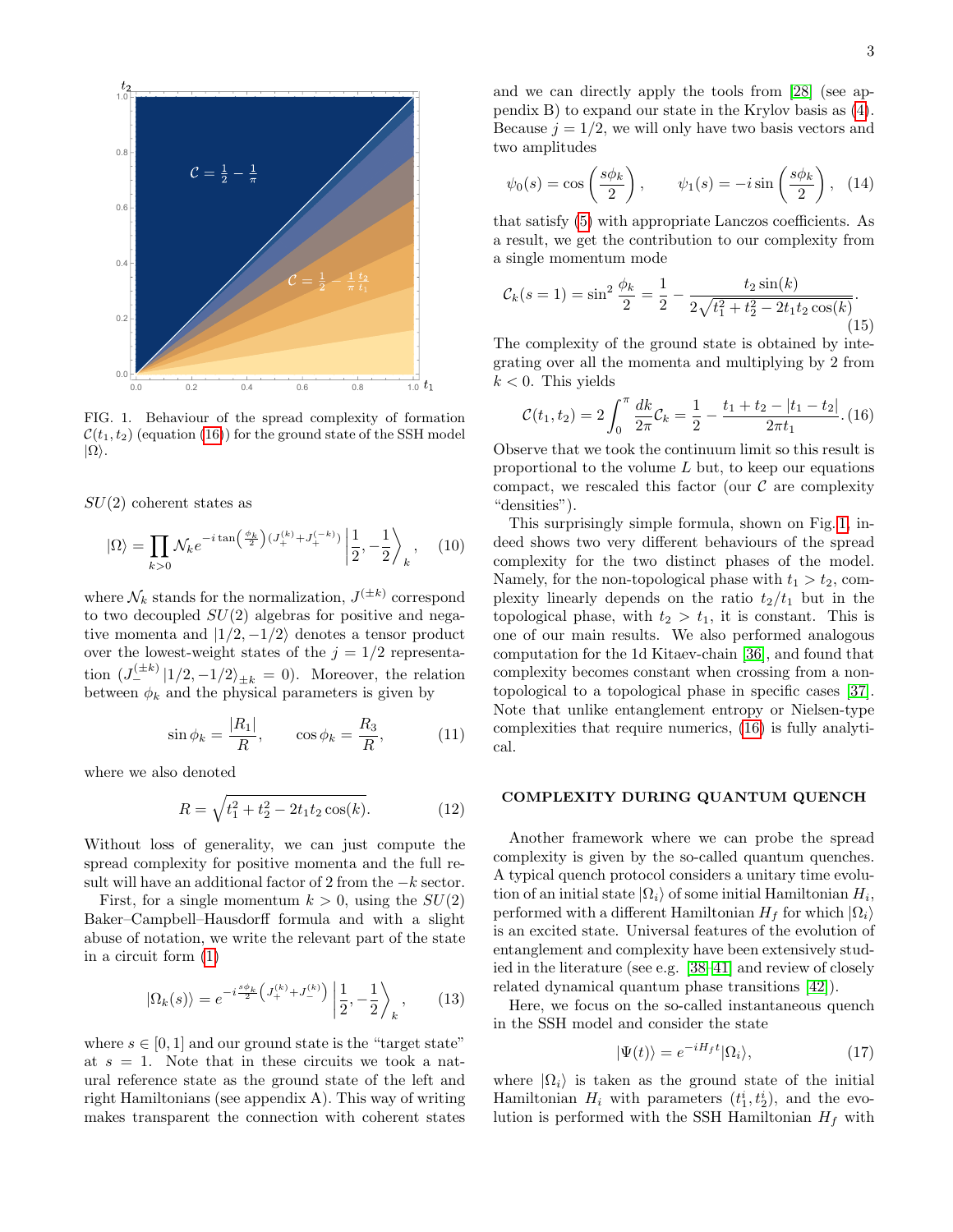FIG. 1. Behaviour of the spread complexity of formation $\mathcal{C}(t_1, t_2)$ (equation (16)) for the ground state of the SSH model $|\Omega\rangle$.

$SU(2)$ coherent states as

$$|\Omega\rangle = \prod_{k>0} \mathcal{N}_k e^{-i\tan\left(\frac{\phi_k}{2}\right)(J_+^{(k)}+J_+^{(-k)})} \left|\frac{1}{2}, -\frac{1}{2}\right\rangle_k, \quad (10)$$

where $\mathcal{N}_k$ stands for the normalization, $J^{(\pm k)}$ correspond to two decoupled $SU(2)$ algebras for positive and negative momenta and $|1/2, -1/2\rangle$ denotes a tensor product over the lowest-weight states of the $j = 1/2$ representation ($J_-^{(\pm k)} |1/2, -1/2\rangle_{\pm k} = 0$). Moreover, the relation between $\phi_k$ and the physical parameters is given by

$$\sin\phi_k = \frac{|R_1|}{R}, \qquad \cos\phi_k = \frac{R_3}{R}, \quad (11)$$

where we also denoted

$$R = \sqrt{t_1^2 + t_2^2 - 2t_1 t_2 \cos(k)}. \quad (12)$$

Without loss of generality, we can just compute the spread complexity for positive momenta and the full result will have an additional factor of 2 from the $-k$ sector.

First, for a single momentum $k > 0$, using the $SU(2)$ Baker–Campbell–Hausdorff formula and with a slight abuse of notation, we write the relevant part of the state in a circuit form (1)

$$|\Omega_k(s)\rangle = e^{-i\frac{s\phi_k}{2}\left(J_+^{(k)}+J_-^{(k)}\right)} \left|\frac{1}{2}, -\frac{1}{2}\right\rangle_k, \quad (13)$$

where $s \in [0, 1]$ and our ground state is the "target state" at $s = 1$. Note that in these circuits we took a natural reference state as the ground state of the left and right Hamiltonians (see appendix A). This way of writing makes transparent the connection with coherent states and we can directly apply the tools from [28] (see appendix B) to expand our state in the Krylov basis as (4). Because $j = 1/2$, we will only have two basis vectors and two amplitudes

$$\psi_0(s) = \cos\left(\frac{s\phi_k}{2}\right), \qquad \psi_1(s) = -i\sin\left(\frac{s\phi_k}{2}\right), \quad (14)$$

that satisfy (5) with appropriate Lanczos coefficients. As a result, we get the contribution to our complexity from a single momentum mode

$$\mathcal{C}_k(s=1) = \sin^2\frac{\phi_k}{2} = \frac{1}{2} - \frac{t_2\sin(k)}{2\sqrt{t_1^2+t_2^2-2t_1t_2\cos(k)}}. \quad (15)$$

The complexity of the ground state is obtained by integrating over all the momenta and multiplying by 2 from $k < 0$. This yields

$$\mathcal{C}(t_1, t_2) = 2\int_0^\pi \frac{dk}{2\pi}\mathcal{C}_k = \frac{1}{2} - \frac{t_1 + t_2 - |t_1 - t_2|}{2\pi t_1}. \quad (16)$$

Observe that we took the continuum limit so this result is proportional to the volume $L$ but, to keep our equations compact, we rescaled this factor (our $\mathcal{C}$ are complexity "densities").

This surprisingly simple formula, shown on Fig. 1, indeed shows two very different behaviours of the spread complexity for the two distinct phases of the model. Namely, for the non-topological phase with $t_1 > t_2$, complexity linearly depends on the ratio $t_2/t_1$ but in the topological phase, with $t_2 > t_1$, it is constant. This is one of our main results. We also performed analogous computation for the 1d Kitaev-chain [36], and found that complexity becomes constant when crossing from a non-topological to a topological phase in specific cases [37]. Note that unlike entanglement entropy or Nielsen-type complexities that require numerics, (16) is fully analytical.

## COMPLEXITY DURING QUANTUM QUENCH

Another framework where we can probe the spread complexity is given by the so-called quantum quenches. A typical quench protocol considers a unitary time evolution of an initial state $|\Omega_i\rangle$ of some initial Hamiltonian $H_i$, performed with a different Hamiltonian $H_f$ for which $|\Omega_i\rangle$ is an excited state. Universal features of the evolution of entanglement and complexity have been extensively studied in the literature (see e.g. [38–41] and review of closely related dynamical quantum phase transitions [42]).

Here, we focus on the so-called instantaneous quench in the SSH model and consider the state

$$|\Psi(t)\rangle = e^{-iH_f t}|\Omega_i\rangle, \quad (17)$$

where $|\Omega_i\rangle$ is taken as the ground state of the initial Hamiltonian $H_i$ with parameters $(t_1^i, t_2^i)$, and the evolution is performed with the SSH Hamiltonian $H_f$ with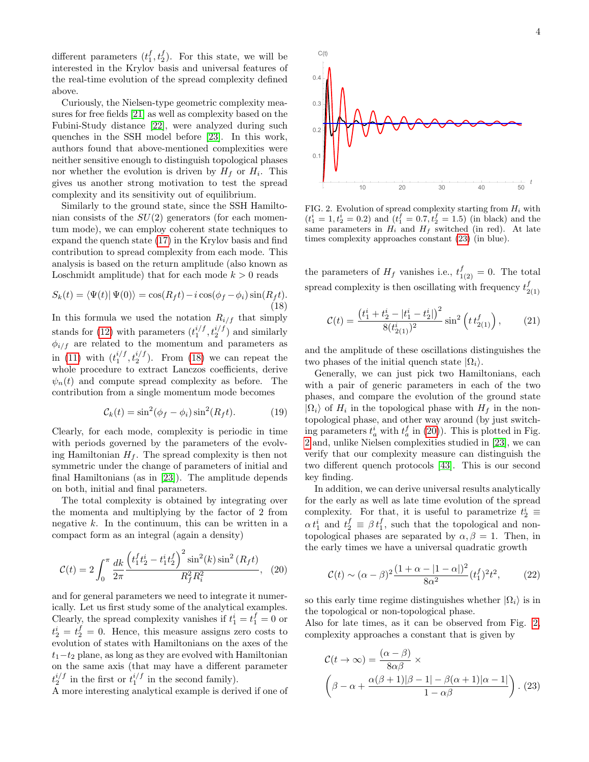different parameters $(t_1^f, t_2^f)$. For this state, we will be interested in the Krylov basis and universal features of the real-time evolution of the spread complexity defined above.

Curiously, the Nielsen-type geometric complexity measures for free fields [21] as well as complexity based on the Fubini-Study distance [22], were analyzed during such quenches in the SSH model before [23]. In this work, authors found that above-mentioned complexities were neither sensitive enough to distinguish topological phases nor whether the evolution is driven by $H_f$ or $H_i$. This gives us another strong motivation to test the spread complexity and its sensitivity out of equilibrium.

Similarly to the ground state, since the SSH Hamiltonian consists of the $SU(2)$ generators (for each momentum mode), we can employ coherent state techniques to expand the quench state (17) in the Krylov basis and find contribution to spread complexity from each mode. This analysis is based on the return amplitude (also known as Loschmidt amplitude) that for each mode $k > 0$ reads

$$S_k(t) = \langle \Psi(t) | \Psi(0) \rangle = \cos(R_f t) - i \cos(\phi_f - \phi_i) \sin(R_f t). \tag{18}$$

In this formula we used the notation $R_{i/f}$ that simply stands for (12) with parameters $(t_1^{i/f}, t_2^{i/f})$ and similarly $\phi_{i/f}$ are related to the momentum and parameters as in (11) with $(t_1^{i/f}, t_2^{i/f})$. From (18) we can repeat the whole procedure to extract Lanczos coefficients, derive $\psi_n(t)$ and compute spread complexity as before. The contribution from a single momentum mode becomes

$$\mathcal{C}_k(t) = \sin^2(\phi_f - \phi_i) \sin^2(R_f t). \tag{19}$$

Clearly, for each mode, complexity is periodic in time with periods governed by the parameters of the evolving Hamiltonian $H_f$. The spread complexity is then not symmetric under the change of parameters of initial and final Hamiltonians (as in [23]). The amplitude depends on both, initial and final parameters.

The total complexity is obtained by integrating over the momenta and multiplying by the factor of 2 from negative $k$. In the continuum, this can be written in a compact form as an integral (again a density)

$$\mathcal{C}(t) = 2 \int_0^\pi \frac{dk}{2\pi} \frac{\left(t_1^f t_2^i - t_1^i t_2^f\right)^2 \sin^2(k) \sin^2(R_f t)}{R_f^2 R_i^2}, \tag{20}$$

and for general parameters we need to integrate it numerically. Let us first study some of the analytical examples. Clearly, the spread complexity vanishes if $t_1^i = t_1^f = 0$ or $t_2^i = t_2^f = 0$. Hence, this measure assigns zero costs to evolution of states with Hamiltonians on the axes of the $t_1$–$t_2$ plane, as long as they are evolved with Hamiltonian on the same axis (that may have a different parameter $t_2^{i/f}$ in the first or $t_1^{i/f}$ in the second family).

A more interesting analytical example is derived if one of the parameters of $H_f$ vanishes i.e., $t_{1(2)}^f = 0$. The total spread complexity is then oscillating with frequency $t_{2(1)}^f$

$$\mathcal{C}(t) = \frac{\left(t_1^i + t_2^i - |t_1^i - t_2^i|\right)^2}{8 (t_{2(1)}^i)^2} \sin^2\left(t\, t_{2(1)}^f\right), \tag{21}$$

and the amplitude of these oscillations distinguishes the two phases of the initial quench state $|\Omega_i\rangle$.

FIG. 2. Evolution of spread complexity starting from $H_i$ with $(t_1^i = 1, t_2^i = 0.2)$ and $(t_1^f = 0.7, t_2^f = 1.5)$ (in black) and the same parameters in $H_i$ and $H_f$ switched (in red). At late times complexity approaches constant (23) (in blue).

Generally, we can just pick two Hamiltonians, each with a pair of generic parameters in each of the two phases, and compare the evolution of the ground state $|\Omega_i\rangle$ of $H_i$ in the topological phase with $H_f$ in the non-topological phase, and other way around (by just switching parameters $t_a^i$ with $t_a^f$ in (20)). This is plotted in Fig. 2 and, unlike Nielsen complexities studied in [23], we can verify that our complexity measure can distinguish the two different quench protocols [43]. This is our second key finding.

In addition, we can derive universal results analytically for the early as well as late time evolution of the spread complexity. For that, it is useful to parametrize $t_2^i \equiv \alpha\, t_1^i$ and $t_2^f \equiv \beta\, t_1^f$, such that the topological and non-topological phases are separated by $\alpha, \beta = 1$. Then, in the early times we have a universal quadratic growth

$$\mathcal{C}(t) \sim (\alpha - \beta)^2 \frac{(1 + \alpha - |1 - \alpha|)^2}{8\alpha^2} (t_1^f)^2 t^2, \tag{22}$$

so this early time regime distinguishes whether $|\Omega_i\rangle$ is in the topological or non-topological phase.

Also for late times, as it can be observed from Fig. 2, complexity approaches a constant that is given by

$$\mathcal{C}(t \to \infty) = \frac{(\alpha - \beta)}{8\alpha\beta} \times \left(\beta - \alpha + \frac{\alpha(\beta + 1)|\beta - 1| - \beta(\alpha + 1)|\alpha - 1|}{1 - \alpha\beta}\right). \tag{23}$$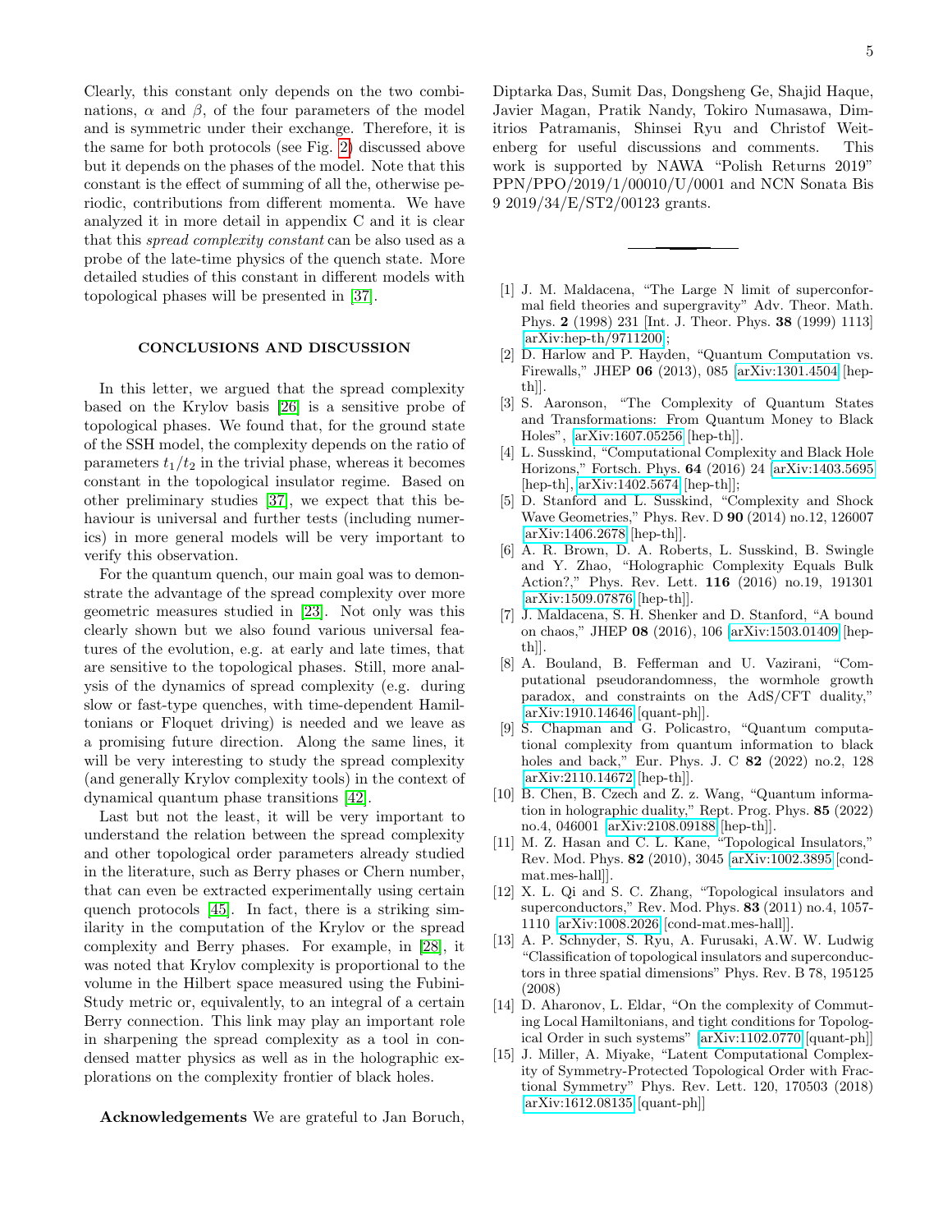Clearly, this constant only depends on the two combinations, $\alpha$ and $\beta$, of the four parameters of the model and is symmetric under their exchange. Therefore, it is the same for both protocols (see Fig. 2) discussed above but it depends on the phases of the model. Note that this constant is the effect of summing of all the, otherwise periodic, contributions from different momenta. We have analyzed it in more detail in appendix C and it is clear that this *spread complexity constant* can be also used as a probe of the late-time physics of the quench state. More detailed studies of this constant in different models with topological phases will be presented in [37].

## CONCLUSIONS AND DISCUSSION

In this letter, we argued that the spread complexity based on the Krylov basis [26] is a sensitive probe of topological phases. We found that, for the ground state of the SSH model, the complexity depends on the ratio of parameters $t_1/t_2$ in the trivial phase, whereas it becomes constant in the topological insulator regime. Based on other preliminary studies [37], we expect that this behaviour is universal and further tests (including numerics) in more general models will be very important to verify this observation.

For the quantum quench, our main goal was to demonstrate the advantage of the spread complexity over more geometric measures studied in [23]. Not only was this clearly shown but we also found various universal features of the evolution, e.g. at early and late times, that are sensitive to the topological phases. Still, more analysis of the dynamics of spread complexity (e.g. during slow or fast-type quenches, with time-dependent Hamiltonians or Floquet driving) is needed and we leave as a promising future direction. Along the same lines, it will be very interesting to study the spread complexity (and generally Krylov complexity tools) in the context of dynamical quantum phase transitions [42].

Last but not the least, it will be very important to understand the relation between the spread complexity and other topological order parameters already studied in the literature, such as Berry phases or Chern number, that can even be extracted experimentally using certain quench protocols [45]. In fact, there is a striking similarity in the computation of the Krylov or the spread complexity and Berry phases. For example, in [28], it was noted that Krylov complexity is proportional to the volume in the Hilbert space measured using the Fubini-Study metric or, equivalently, to an integral of a certain Berry connection. This link may play an important role in sharpening the spread complexity as a tool in condensed matter physics as well as in the holographic explorations on the complexity frontier of black holes.

**Acknowledgements** We are grateful to Jan Boruch, Diptarka Das, Sumit Das, Dongsheng Ge, Shajid Haque, Javier Magan, Pratik Nandy, Tokiro Numasawa, Dimitrios Patramanis, Shinsei Ryu and Christof Weitenberg for useful discussions and comments. This work is supported by NAWA "Polish Returns 2019" PPN/PPO/2019/1/00010/U/0001 and NCN Sonata Bis 9 2019/34/E/ST2/00123 grants.

---

[1] J. M. Maldacena, "The Large N limit of superconformal field theories and supergravity" Adv. Theor. Math. Phys. **2** (1998) 231 [Int. J. Theor. Phys. **38** (1999) 1113] [arXiv:hep-th/9711200];

[2] D. Harlow and P. Hayden, "Quantum Computation vs. Firewalls," JHEP **06** (2013), 085 [arXiv:1301.4504 [hep-th]].

[3] S. Aaronson, "The Complexity of Quantum States and Transformations: From Quantum Money to Black Holes", [arXiv:1607.05256 [hep-th]].

[4] L. Susskind, "Computational Complexity and Black Hole Horizons," Fortsch. Phys. **64** (2016) 24 [arXiv:1403.5695 [hep-th], arXiv:1402.5674 [hep-th]];

[5] D. Stanford and L. Susskind, "Complexity and Shock Wave Geometries," Phys. Rev. D **90** (2014) no.12, 126007 [arXiv:1406.2678 [hep-th]].

[6] A. R. Brown, D. A. Roberts, L. Susskind, B. Swingle and Y. Zhao, "Holographic Complexity Equals Bulk Action?," Phys. Rev. Lett. **116** (2016) no.19, 191301 [arXiv:1509.07876 [hep-th]].

[7] J. Maldacena, S. H. Shenker and D. Stanford, "A bound on chaos," JHEP **08** (2016), 106 [arXiv:1503.01409 [hep-th]].

[8] A. Bouland, B. Fefferman and U. Vazirani, "Computational pseudorandomness, the wormhole growth paradox, and constraints on the AdS/CFT duality," [arXiv:1910.14646 [quant-ph]].

[9] S. Chapman and G. Policastro, "Quantum computational complexity from quantum information to black holes and back," Eur. Phys. J. C **82** (2022) no.2, 128 [arXiv:2110.14672 [hep-th]].

[10] B. Chen, B. Czech and Z. z. Wang, "Quantum information in holographic duality," Rept. Prog. Phys. **85** (2022) no.4, 046001 [arXiv:2108.09188 [hep-th]].

[11] M. Z. Hasan and C. L. Kane, "Topological Insulators," Rev. Mod. Phys. **82** (2010), 3045 [arXiv:1002.3895 [cond-mat.mes-hall]].

[12] X. L. Qi and S. C. Zhang, "Topological insulators and superconductors," Rev. Mod. Phys. **83** (2011) no.4, 1057-1110 [arXiv:1008.2026 [cond-mat.mes-hall]].

[13] A. P. Schnyder, S. Ryu, A. Furusaki, A.W. W. Ludwig "Classification of topological insulators and superconductors in three spatial dimensions" Phys. Rev. B 78, 195125 (2008)

[14] D. Aharonov, L. Eldar, "On the complexity of Commuting Local Hamiltonians, and tight conditions for Topological Order in such systems" [arXiv:1102.0770 [quant-ph]]

[15] J. Miller, A. Miyake, "Latent Computational Complexity of Symmetry-Protected Topological Order with Fractional Symmetry" Phys. Rev. Lett. 120, 170503 (2018) [arXiv:1612.08135 [quant-ph]]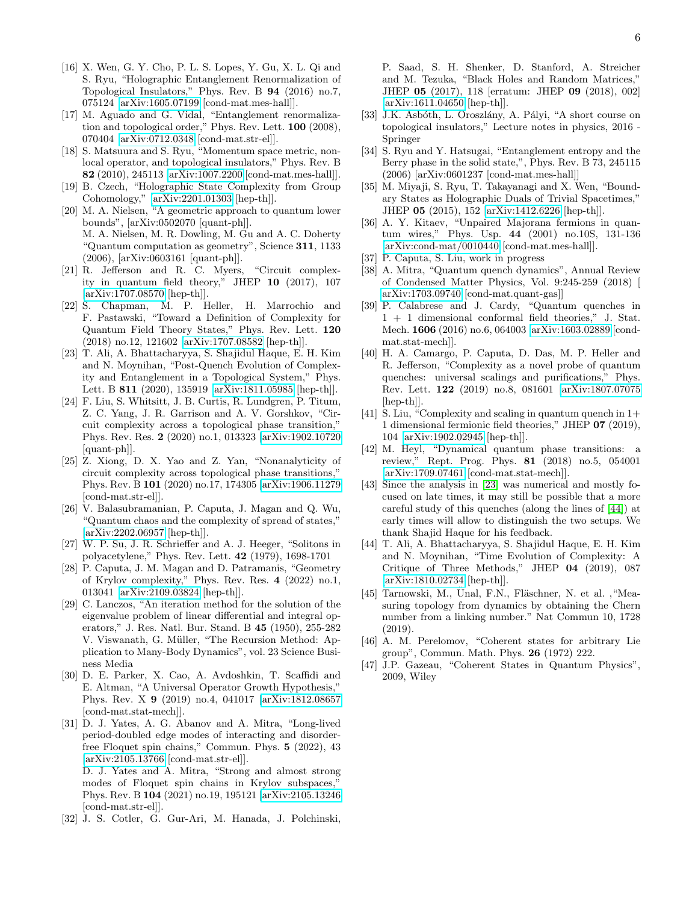[16] X. Wen, G. Y. Cho, P. L. S. Lopes, Y. Gu, X. L. Qi and S. Ryu, "Holographic Entanglement Renormalization of Topological Insulators," Phys. Rev. B **94** (2016) no.7, 075124 [arXiv:1605.07199 [cond-mat.mes-hall]].

[17] M. Aguado and G. Vidal, "Entanglement renormalization and topological order," Phys. Rev. Lett. **100** (2008), 070404 [arXiv:0712.0348 [cond-mat.str-el]].

[18] S. Matsuura and S. Ryu, "Momentum space metric, non-local operator, and topological insulators," Phys. Rev. B **82** (2010), 245113 [arXiv:1007.2200 [cond-mat.mes-hall]].

[19] B. Czech, "Holographic State Complexity from Group Cohomology," [arXiv:2201.01303 [hep-th]].

[20] M. A. Nielsen, "A geometric approach to quantum lower bounds", [arXiv:0502070 [quant-ph]].
M. A. Nielsen, M. R. Dowling, M. Gu and A. C. Doherty "Quantum computation as geometry", Science **311**, 1133 (2006), [arXiv:0603161 [quant-ph]].

[21] R. Jefferson and R. C. Myers, "Circuit complexity in quantum field theory," JHEP **10** (2017), 107 [arXiv:1707.08570 [hep-th]].

[22] S. Chapman, M. P. Heller, H. Marrochio and F. Pastawski, "Toward a Definition of Complexity for Quantum Field Theory States," Phys. Rev. Lett. **120** (2018) no.12, 121602 [arXiv:1707.08582 [hep-th]].

[23] T. Ali, A. Bhattacharyya, S. Shajidul Haque, E. H. Kim and N. Moynihan, "Post-Quench Evolution of Complexity and Entanglement in a Topological System," Phys. Lett. B **811** (2020), 135919 [arXiv:1811.05985 [hep-th]].

[24] F. Liu, S. Whitsitt, J. B. Curtis, R. Lundgren, P. Titum, Z. C. Yang, J. R. Garrison and A. V. Gorshkov, "Circuit complexity across a topological phase transition," Phys. Rev. Res. **2** (2020) no.1, 013323 [arXiv:1902.10720 [quant-ph]].

[25] Z. Xiong, D. X. Yao and Z. Yan, "Nonanalyticity of circuit complexity across topological phase transitions," Phys. Rev. B **101** (2020) no.17, 174305 [arXiv:1906.11279 [cond-mat.str-el]].

[26] V. Balasubramanian, P. Caputa, J. Magan and Q. Wu, "Quantum chaos and the complexity of spread of states," [arXiv:2202.06957 [hep-th]].

[27] W. P. Su, J. R. Schrieffer and A. J. Heeger, "Solitons in polyacetylene," Phys. Rev. Lett. **42** (1979), 1698-1701

[28] P. Caputa, J. M. Magan and D. Patramanis, "Geometry of Krylov complexity," Phys. Rev. Res. **4** (2022) no.1, 013041 [arXiv:2109.03824 [hep-th]].

[29] C. Lanczos, "An iteration method for the solution of the eigenvalue problem of linear differential and integral operators," J. Res. Natl. Bur. Stand. B **45** (1950), 255-282
V. Viswanath, G. Müller, "The Recursion Method: Application to Many-Body Dynamics", vol. 23 Science Business Media

[30] D. E. Parker, X. Cao, A. Avdoshkin, T. Scaffidi and E. Altman, "A Universal Operator Growth Hypothesis," Phys. Rev. X **9** (2019) no.4, 041017 [arXiv:1812.08657 [cond-mat.stat-mech]].

[31] D. J. Yates, A. G. Abanov and A. Mitra, "Long-lived period-doubled edge modes of interacting and disorder-free Floquet spin chains," Commun. Phys. **5** (2022), 43 [arXiv:2105.13766 [cond-mat.str-el]].
D. J. Yates and A. Mitra, "Strong and almost strong modes of Floquet spin chains in Krylov subspaces," Phys. Rev. B **104** (2021) no.19, 195121 [arXiv:2105.13246 [cond-mat.str-el]].

[32] J. S. Cotler, G. Gur-Ari, M. Hanada, J. Polchinski, P. Saad, S. H. Shenker, D. Stanford, A. Streicher and M. Tezuka, "Black Holes and Random Matrices," JHEP **05** (2017), 118 [erratum: JHEP **09** (2018), 002] [arXiv:1611.04650 [hep-th]].

[33] J.K. Asbóth, L. Oroszlány, A. Pályi, "A short course on topological insulators," Lecture notes in physics, 2016 - Springer

[34] S. Ryu and Y. Hatsugai, "Entanglement entropy and the Berry phase in the solid state,", Phys. Rev. B 73, 245115 (2006) [arXiv:0601237 [cond-mat.mes-hall]]

[35] M. Miyaji, S. Ryu, T. Takayanagi and X. Wen, "Boundary States as Holographic Duals of Trivial Spacetimes," JHEP **05** (2015), 152 [arXiv:1412.6226 [hep-th]].

[36] A. Y. Kitaev, "Unpaired Majorana fermions in quantum wires," Phys. Usp. **44** (2001) no.10S, 131-136 [arXiv:cond-mat/0010440 [cond-mat.mes-hall]].

[37] P. Caputa, S. Liu, work in progress

[38] A. Mitra, "Quantum quench dynamics", Annual Review of Condensed Matter Physics, Vol. 9:245-259 (2018) [ arXiv:1703.09740 [cond-mat.quant-gas]]

[39] P. Calabrese and J. Cardy, "Quantum quenches in $1+1$ dimensional conformal field theories," J. Stat. Mech. **1606** (2016) no.6, 064003 [arXiv:1603.02889 [cond-mat.stat-mech]].

[40] H. A. Camargo, P. Caputa, D. Das, M. P. Heller and R. Jefferson, "Complexity as a novel probe of quantum quenches: universal scalings and purifications," Phys. Rev. Lett. **122** (2019) no.8, 081601 [arXiv:1807.07075 [hep-th]].

[41] S. Liu, "Complexity and scaling in quantum quench in $1+1$ dimensional fermionic field theories," JHEP **07** (2019), 104 [arXiv:1902.02945 [hep-th]].

[42] M. Heyl, "Dynamical quantum phase transitions: a review," Rept. Prog. Phys. **81** (2018) no.5, 054001 [arXiv:1709.07461 [cond-mat.stat-mech]].

[43] Since the analysis in [23] was numerical and mostly focused on late times, it may still be possible that a more careful study of this quenches (along the lines of [44]) at early times will allow to distinguish the two setups. We thank Shajid Haque for his feedback.

[44] T. Ali, A. Bhattacharyya, S. Shajidul Haque, E. H. Kim and N. Moynihan, "Time Evolution of Complexity: A Critique of Three Methods," JHEP **04** (2019), 087 [arXiv:1810.02734 [hep-th]].

[45] Tarnowski, M., Unal, F.N., Fläschner, N. et al. ,"Measuring topology from dynamics by obtaining the Chern number from a linking number." Nat Commun 10, 1728 (2019).

[46] A. M. Perelomov, "Coherent states for arbitrary Lie group", Commun. Math. Phys. **26** (1972) 222.

[47] J.P. Gazeau, "Coherent States in Quantum Physics", 2009, Wiley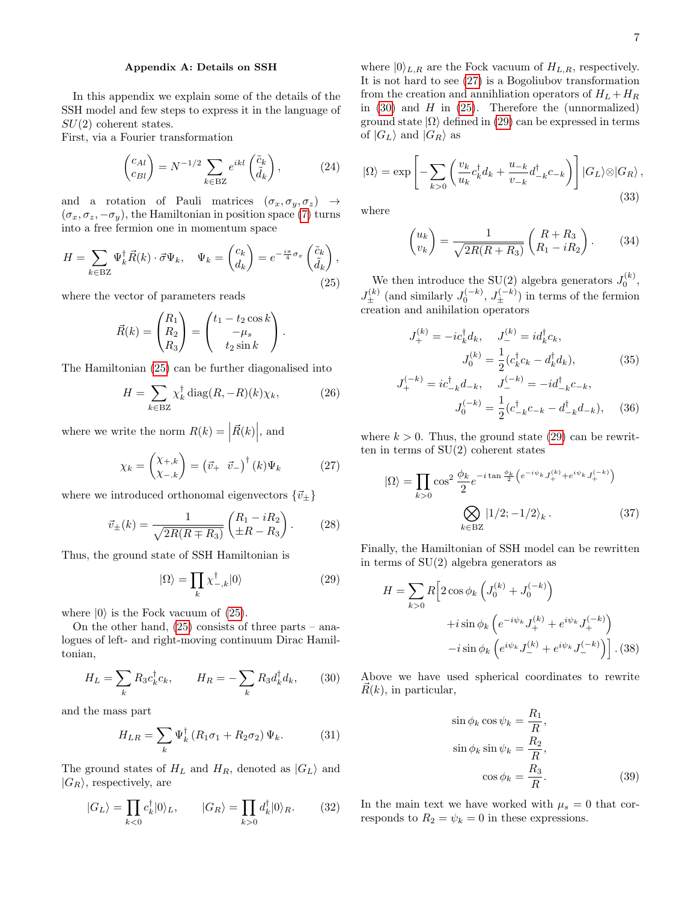### Appendix A: Details on SSH

In this appendix we explain some of the details of the SSH model and few steps to express it in the language of $SU(2)$ coherent states.

First, via a Fourier transformation

$$\begin{pmatrix} c_{Al} \\ c_{Bl} \end{pmatrix} = N^{-1/2} \sum_{k\in \text{BZ}} e^{ikl} \begin{pmatrix} \tilde{c}_k \\ \tilde{d}_k \end{pmatrix}, \tag{24}$$

and a rotation of Pauli matrices $(\sigma_x, \sigma_y, \sigma_z) \to (\sigma_x, \sigma_z, -\sigma_y)$, the Hamiltonian in position space (7) turns into a free fermion one in momentum space

$$H = \sum_{k\in \text{BZ}} \Psi_k^\dagger \vec{R}(k)\cdot\vec{\sigma}\Psi_k, \quad \Psi_k = \begin{pmatrix} c_k \\ d_k \end{pmatrix} = e^{-\frac{i\pi}{4}\sigma_x} \begin{pmatrix} \tilde{c}_k \\ \tilde{d}_k \end{pmatrix}, \tag{25}$$

where the vector of parameters reads

$$\vec{R}(k) = \begin{pmatrix} R_1 \\ R_2 \\ R_3 \end{pmatrix} = \begin{pmatrix} t_1 - t_2 \cos k \\ -\mu_s \\ t_2 \sin k \end{pmatrix}.$$

The Hamiltonian (25) can be further diagonalised into

$$H = \sum_{k\in \text{BZ}} \chi_k^\dagger \, \text{diag}(R, -R)(k) \chi_k, \tag{26}$$

where we write the norm $R(k) = \left|\vec{R}(k)\right|$, and

$$\chi_k = \begin{pmatrix} \chi_{+,k} \\ \chi_{-,k} \end{pmatrix} = \left(\vec{v}_+ \;\; \vec{v}_-\right)^\dagger (k) \Psi_k \tag{27}$$

where we introduced orthonomal eigenvectors $\{\vec{v}_\pm\}$

$$\vec{v}_\pm(k) = \frac{1}{\sqrt{2R(R\mp R_3)}} \begin{pmatrix} R_1 - iR_2 \\ \pm R - R_3 \end{pmatrix}. \tag{28}$$

Thus, the ground state of SSH Hamiltonian is

$$|\Omega\rangle = \prod_k \chi_{-,k}^\dagger |0\rangle \tag{29}$$

where $|0\rangle$ is the Fock vacuum of (25).

On the other hand, (25) consists of three parts – analogues of left- and right-moving continuum Dirac Hamiltonian,

$$H_L = \sum_k R_3 c_k^\dagger c_k, \qquad H_R = -\sum_k R_3 d_k^\dagger d_k, \tag{30}$$

and the mass part

$$H_{LR} = \sum_k \Psi_k^\dagger \left(R_1\sigma_1 + R_2\sigma_2\right) \Psi_k. \tag{31}$$

The ground states of $H_L$ and $H_R$, denoted as $|G_L\rangle$ and $|G_R\rangle$, respectively, are

$$|G_L\rangle = \prod_{k<0} c_k^\dagger |0\rangle_L, \qquad |G_R\rangle = \prod_{k>0} d_k^\dagger |0\rangle_R. \tag{32}$$

where $|0\rangle_{L,R}$ are the Fock vacuum of $H_{L,R}$, respectively. It is not hard to see (27) is a Bogoliubov transformation from the creation and annihliation operators of $H_L + H_R$ in (30) and $H$ in (25). Therefore the (unnormalized) ground state $|\Omega\rangle$ defined in (29) can be expressed in terms of $|G_L\rangle$ and $|G_R\rangle$ as

$$|\Omega\rangle = \exp\left[-\sum_{k>0}\left(\frac{v_k}{u_k} c_k^\dagger d_k + \frac{u_{-k}}{v_{-k}} d_{-k}^\dagger c_{-k}\right)\right] |G_L\rangle \otimes |G_R\rangle\,, \tag{33}$$

where

$$\begin{pmatrix} u_k \\ v_k \end{pmatrix} = \frac{1}{\sqrt{2R(R+R_3)}} \begin{pmatrix} R + R_3 \\ R_1 - iR_2 \end{pmatrix}. \tag{34}$$

We then introduce the SU(2) algebra generators $J_0^{(k)}$, $J_\pm^{(k)}$ (and similarly $J_0^{(-k)}$, $J_\pm^{(-k)}$) in terms of the fermion creation and anihilation operators

$$\begin{aligned} J_+^{(k)} &= -ic_k^\dagger d_k, \quad J_-^{(k)} = id_k^\dagger c_k, \\ J_0^{(k)} &= \frac{1}{2}(c_k^\dagger c_k - d_k^\dagger d_k), \end{aligned} \tag{35}$$

$$\begin{aligned} J_+^{(-k)} &= ic_{-k}^\dagger d_{-k}, \quad J_-^{(-k)} = -id_{-k}^\dagger c_{-k}, \\ J_0^{(-k)} &= \frac{1}{2}(c_{-k}^\dagger c_{-k} - d_{-k}^\dagger d_{-k}), \end{aligned} \tag{36}$$

where $k > 0$. Thus, the ground state (29) can be rewritten in terms of SU(2) coherent states

$$|\Omega\rangle = \prod_{k>0} \cos^2\frac{\phi_k}{2} e^{-i\tan\frac{\phi_k}{2}\left(e^{-i\psi_k}J_+^{(k)} + e^{i\psi_k}J_+^{(-k)}\right)} \bigotimes_{k\in\text{BZ}} |1/2;-1/2\rangle_k\,. \tag{37}$$

Finally, the Hamiltonian of SSH model can be rewritten in terms of SU(2) algebra generators as

$$\begin{aligned} H = \sum_{k>0} R\Big[ & 2\cos\phi_k \left(J_0^{(k)} + J_0^{(-k)}\right) \\ & + i\sin\phi_k \left(e^{-i\psi_k} J_+^{(k)} + e^{i\psi_k} J_+^{(-k)}\right) \\ & - i\sin\phi_k \left(e^{i\psi_k} J_-^{(k)} + e^{i\psi_k} J_-^{(-k)}\right)\Big]\,. \end{aligned} \tag{38}$$

Above we have used spherical coordinates to rewrite $\vec{R}(k)$, in particular,

$$\begin{aligned} \sin\phi_k \cos\psi_k &= \frac{R_1}{R}, \\ \sin\phi_k \sin\psi_k &= \frac{R_2}{R}, \\ \cos\phi_k &= \frac{R_3}{R}. \end{aligned} \tag{39}$$

In the main text we have worked with $\mu_s = 0$ that corresponds to $R_2 = \psi_k = 0$ in these expressions.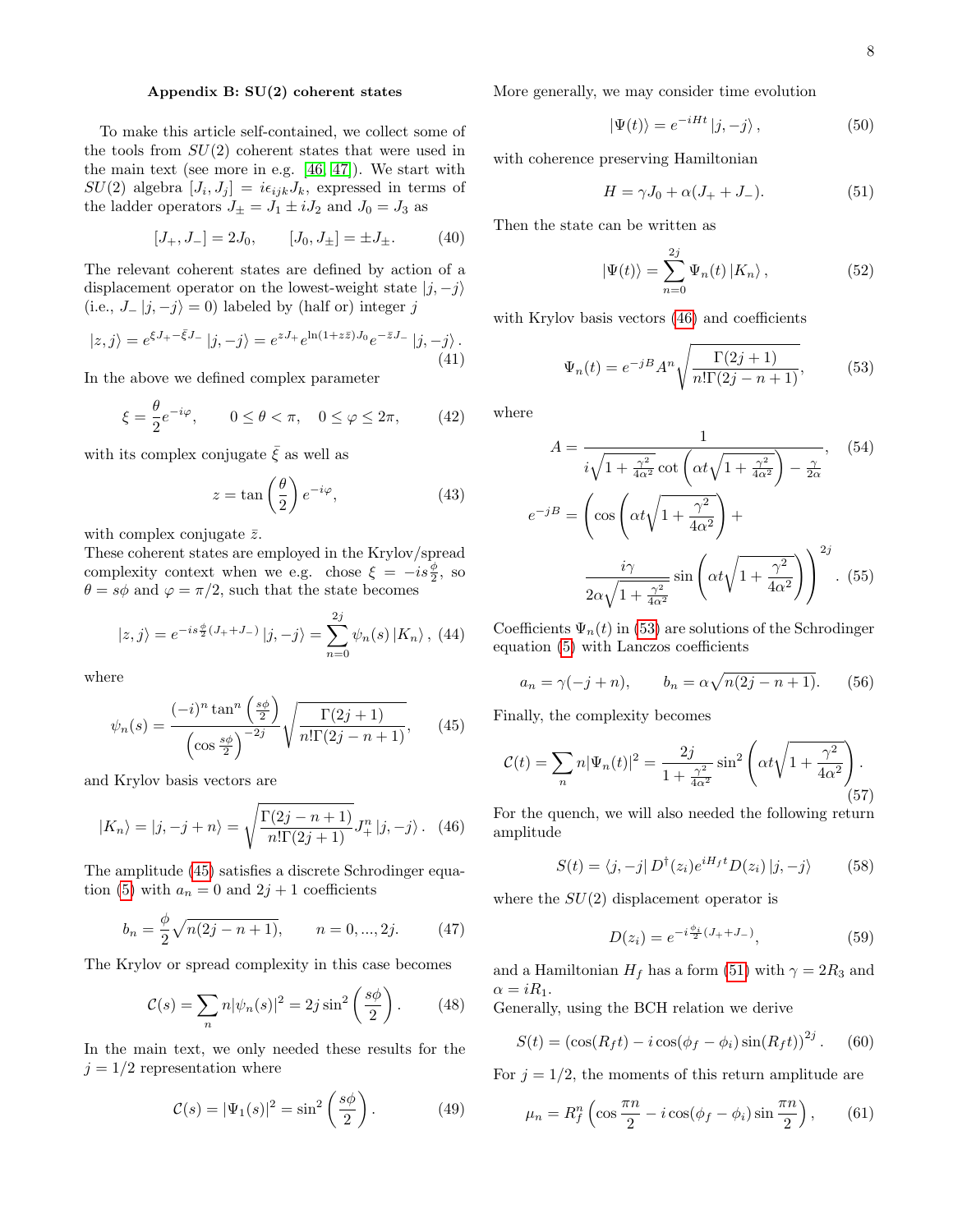### Appendix B: SU(2) coherent states

To make this article self-contained, we collect some of the tools from $SU(2)$ coherent states that were used in the main text (see more in e.g. [46, 47]). We start with $SU(2)$ algebra $[J_i, J_j] = i\epsilon_{ijk}J_k$, expressed in terms of the ladder operators $J_\pm = J_1 \pm iJ_2$ and $J_0 = J_3$ as

$$[J_+, J_-] = 2J_0, \qquad [J_0, J_\pm] = \pm J_\pm. \tag{40}$$

The relevant coherent states are defined by action of a displacement operator on the lowest-weight state $|j,-j\rangle$ (i.e., $J_- |j,-j\rangle = 0$) labeled by (half or) integer $j$

$$|z,j\rangle = e^{\xi J_+ - \bar{\xi} J_-} |j,-j\rangle = e^{zJ_+} e^{\ln(1+z\bar{z})J_0} e^{-\bar{z}J_-} |j,-j\rangle . \tag{41}$$

In the above we defined complex parameter

$$\xi = \frac{\theta}{2} e^{-i\varphi}, \qquad 0 \le \theta < \pi, \quad 0 \le \varphi \le 2\pi, \tag{42}$$

with its complex conjugate $\bar{\xi}$ as well as

$$z = \tan\left(\frac{\theta}{2}\right) e^{-i\varphi}, \tag{43}$$

with complex conjugate $\bar{z}$.
These coherent states are employed in the Krylov/spread complexity context when we e.g. chose $\xi = -is\frac{\phi}{2}$, so $\theta = s\phi$ and $\varphi = \pi/2$, such that the state becomes

$$|z,j\rangle = e^{-is\frac{\phi}{2}(J_+ + J_-)} |j,-j\rangle = \sum_{n=0}^{2j} \psi_n(s) |K_n\rangle , \tag{44}$$

where

$$\psi_n(s) = \frac{(-i)^n \tan^n\left(\frac{s\phi}{2}\right)}{\left(\cos\frac{s\phi}{2}\right)^{-2j}} \sqrt{\frac{\Gamma(2j+1)}{n!\Gamma(2j-n+1)}}, \tag{45}$$

and Krylov basis vectors are

$$|K_n\rangle = |j,-j+n\rangle = \sqrt{\frac{\Gamma(2j-n+1)}{n!\Gamma(2j+1)}} J_+^n |j,-j\rangle . \tag{46}$$

The amplitude (45) satisfies a discrete Schrodinger equation (5) with $a_n = 0$ and $2j+1$ coefficients

$$b_n = \frac{\phi}{2}\sqrt{n(2j-n+1)}, \qquad n = 0, ..., 2j. \tag{47}$$

The Krylov or spread complexity in this case becomes

$$\mathcal{C}(s) = \sum_n n|\psi_n(s)|^2 = 2j \sin^2\left(\frac{s\phi}{2}\right). \tag{48}$$

In the main text, we only needed these results for the $j = 1/2$ representation where

$$\mathcal{C}(s) = |\Psi_1(s)|^2 = \sin^2\left(\frac{s\phi}{2}\right). \tag{49}$$

More generally, we may consider time evolution

$$|\Psi(t)\rangle = e^{-iHt} |j,-j\rangle , \tag{50}$$

with coherence preserving Hamiltonian

$$H = \gamma J_0 + \alpha(J_+ + J_-). \tag{51}$$

Then the state can be written as

$$|\Psi(t)\rangle = \sum_{n=0}^{2j} \Psi_n(t) |K_n\rangle , \tag{52}$$

with Krylov basis vectors (46) and coefficients

$$\Psi_n(t) = e^{-jB} A^n \sqrt{\frac{\Gamma(2j+1)}{n!\Gamma(2j-n+1)}}, \tag{53}$$

where

$$A = \frac{1}{i\sqrt{1+\frac{\gamma^2}{4\alpha^2}} \cot\left(\alpha t\sqrt{1+\frac{\gamma^2}{4\alpha^2}}\right) - \frac{\gamma}{2\alpha}}, \tag{54}$$

$$e^{-jB} = \left(\cos\left(\alpha t\sqrt{1+\frac{\gamma^2}{4\alpha^2}}\right) + \frac{i\gamma}{2\alpha\sqrt{1+\frac{\gamma^2}{4\alpha^2}}} \sin\left(\alpha t\sqrt{1+\frac{\gamma^2}{4\alpha^2}}\right)\right)^{2j}. \tag{55}$$

Coefficients $\Psi_n(t)$ in (53) are solutions of the Schrodinger equation (5) with Lanczos coefficients

$$a_n = \gamma(-j+n), \qquad b_n = \alpha\sqrt{n(2j-n+1)}. \tag{56}$$

Finally, the complexity becomes

$$\mathcal{C}(t) = \sum_n n|\Psi_n(t)|^2 = \frac{2j}{1+\frac{\gamma^2}{4\alpha^2}} \sin^2\left(\alpha t\sqrt{1+\frac{\gamma^2}{4\alpha^2}}\right). \tag{57}$$

For the quench, we will also needed the following return amplitude

$$S(t) = \langle j,-j| D^\dagger(z_i) e^{iH_f t} D(z_i) |j,-j\rangle \tag{58}$$

where the $SU(2)$ displacement operator is

$$D(z_i) = e^{-i\frac{\phi_i}{2}(J_+ + J_-)}, \tag{59}$$

and a Hamiltonian $H_f$ has a form (51) with $\gamma = 2R_3$ and $\alpha = iR_1$.
Generally, using the BCH relation we derive

$$S(t) = \left(\cos(R_f t) - i\cos(\phi_f - \phi_i)\sin(R_f t)\right)^{2j}. \tag{60}$$

For $j = 1/2$, the moments of this return amplitude are

$$\mu_n = R_f^n \left(\cos\frac{\pi n}{2} - i\cos(\phi_f - \phi_i)\sin\frac{\pi n}{2}\right), \tag{61}$$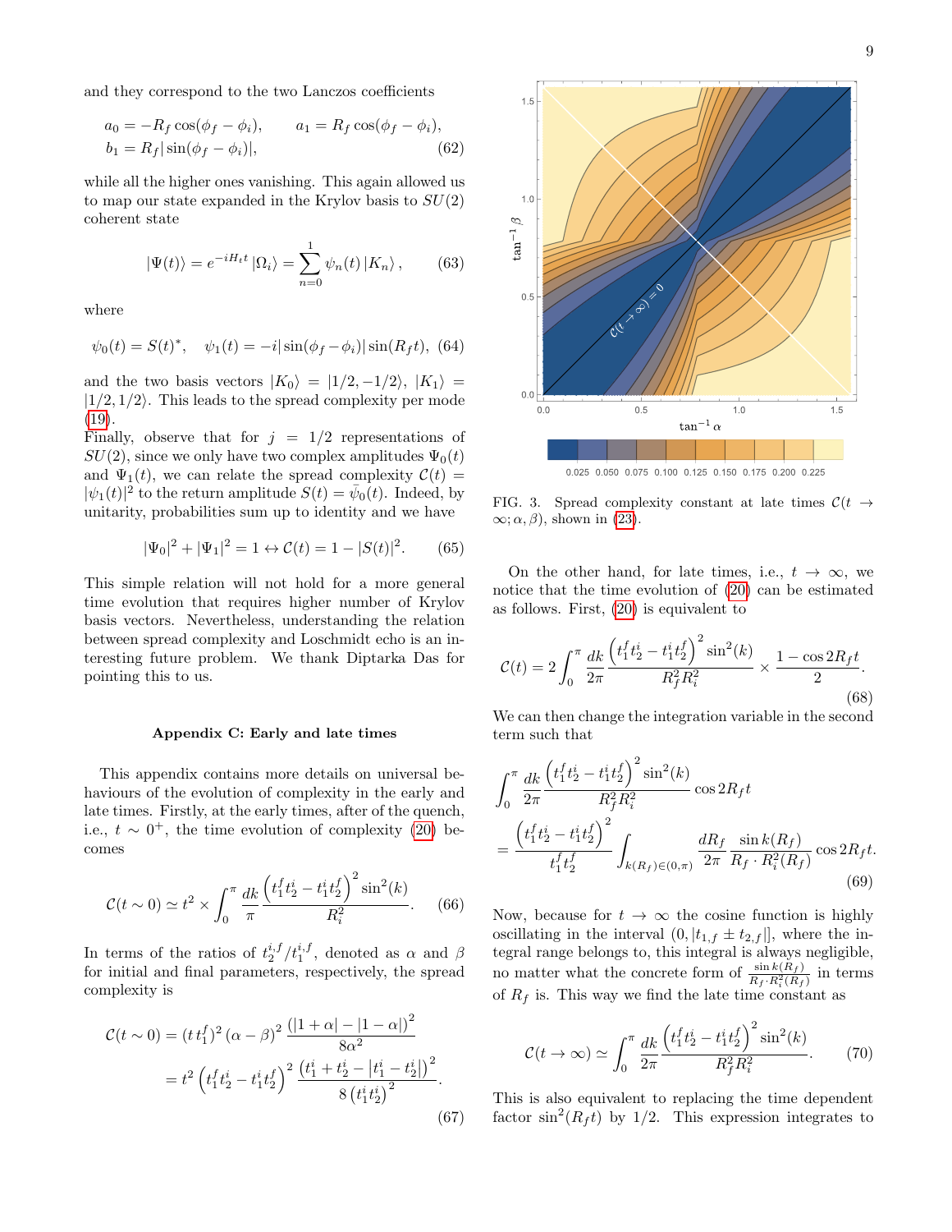and they correspond to the two Lanczos coefficients

$$a_0 = -R_f \cos(\phi_f - \phi_i), \qquad a_1 = R_f \cos(\phi_f - \phi_i),$$
$$b_1 = R_f |\sin(\phi_f - \phi_i)|, \tag{62}$$

while all the higher ones vanishing. This again allowed us to map our state expanded in the Krylov basis to $SU(2)$ coherent state

$$|\Psi(t)\rangle = e^{-iH_t t} |\Omega_i\rangle = \sum_{n=0}^{1} \psi_n(t) |K_n\rangle , \tag{63}$$

where

$$\psi_0(t) = S(t)^*, \quad \psi_1(t) = -i|\sin(\phi_f - \phi_i)| \sin(R_f t), \tag{64}$$

and the two basis vectors $|K_0\rangle = |1/2, -1/2\rangle$, $|K_1\rangle = |1/2, 1/2\rangle$. This leads to the spread complexity per mode (19).

Finally, observe that for $j = 1/2$ representations of $SU(2)$, since we only have two complex amplitudes $\Psi_0(t)$ and $\Psi_1(t)$, we can relate the spread complexity $\mathcal{C}(t) = |\psi_1(t)|^2$ to the return amplitude $S(t) = \bar{\psi}_0(t)$. Indeed, by unitarity, probabilities sum up to identity and we have

$$|\Psi_0|^2 + |\Psi_1|^2 = 1 \leftrightarrow \mathcal{C}(t) = 1 - |S(t)|^2. \tag{65}$$

This simple relation will not hold for a more general time evolution that requires higher number of Krylov basis vectors. Nevertheless, understanding the relation between spread complexity and Loschmidt echo is an interesting future problem. We thank Diptarka Das for pointing this to us.

### Appendix C: Early and late times

This appendix contains more details on universal behaviours of the evolution of complexity in the early and late times. Firstly, at the early times, after of the quench, i.e., $t \sim 0^+$, the time evolution of complexity (20) becomes

$$\mathcal{C}(t \sim 0) \simeq t^2 \times \int_0^\pi \frac{dk}{\pi} \frac{\left(t_1^f t_2^i - t_1^i t_2^f\right)^2 \sin^2(k)}{R_i^2}. \tag{66}$$

In terms of the ratios of $t_2^{i,f}/t_1^{i,f}$, denoted as $\alpha$ and $\beta$ for initial and final parameters, respectively, the spread complexity is

$$\begin{aligned}\mathcal{C}(t \sim 0) &= (t\, t_1^f)^2 \, (\alpha - \beta)^2 \, \frac{(|1+\alpha| - |1-\alpha|)^2}{8\alpha^2} \\ &= t^2 \left(t_1^f t_2^i - t_1^i t_2^f\right)^2 \frac{\left(t_1^i + t_2^i - |t_1^i - t_2^i|\right)^2}{8\left(t_1^i t_2^i\right)^2}.\end{aligned} \tag{67}$$

FIG. 3. Spread complexity constant at late times $\mathcal{C}(t \to \infty; \alpha, \beta)$, shown in (23).

On the other hand, for late times, i.e., $t \to \infty$, we notice that the time evolution of (20) can be estimated as follows. First, (20) is equivalent to

$$\mathcal{C}(t) = 2 \int_0^\pi \frac{dk}{2\pi} \frac{\left(t_1^f t_2^i - t_1^i t_2^f\right)^2 \sin^2(k)}{R_f^2 R_i^2} \times \frac{1 - \cos 2R_f t}{2}. \tag{68}$$

We can then change the integration variable in the second term such that

$$\begin{aligned}&\int_0^\pi \frac{dk}{2\pi} \frac{\left(t_1^f t_2^i - t_1^i t_2^f\right)^2 \sin^2(k)}{R_f^2 R_i^2} \cos 2R_f t \\ &= \frac{\left(t_1^f t_2^i - t_1^i t_2^f\right)^2}{t_1^f t_2^f} \int_{k(R_f) \in (0,\pi)} \frac{dR_f}{2\pi} \frac{\sin k(R_f)}{R_f \cdot R_i^2(R_f)} \cos 2R_f t.\end{aligned} \tag{69}$$

Now, because for $t \to \infty$ the cosine function is highly oscillating in the interval $(0, |t_{1,f} \pm t_{2,f}|]$, where the integral range belongs to, this integral is always negligible, no matter what the concrete form of $\frac{\sin k(R_f)}{R_f \cdot R_i^2(R_f)}$ in terms of $R_f$ is. This way we find the late time constant as

$$\mathcal{C}(t \to \infty) \simeq \int_0^\pi \frac{dk}{2\pi} \frac{\left(t_1^f t_2^i - t_1^i t_2^f\right)^2 \sin^2(k)}{R_f^2 R_i^2}. \tag{70}$$

This is also equivalent to replacing the time dependent factor $\sin^2(R_f t)$ by $1/2$. This expression integrates to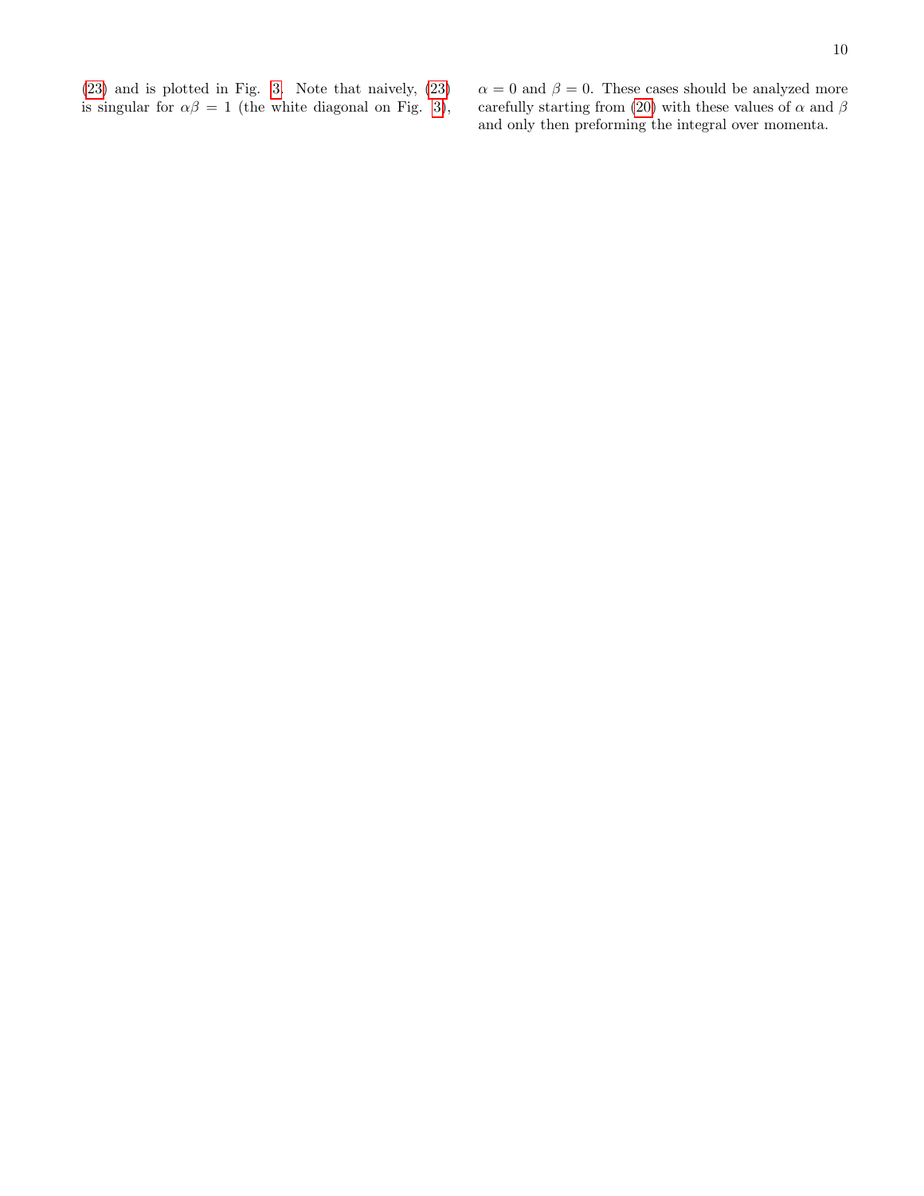(23) and is plotted in Fig. 3. Note that naively, (23) is singular for $\alpha\beta = 1$ (the white diagonal on Fig. 3), $\alpha = 0$ and $\beta = 0$. These cases should be analyzed more carefully starting from (20) with these values of $\alpha$ and $\beta$ and only then preforming the integral over momenta.